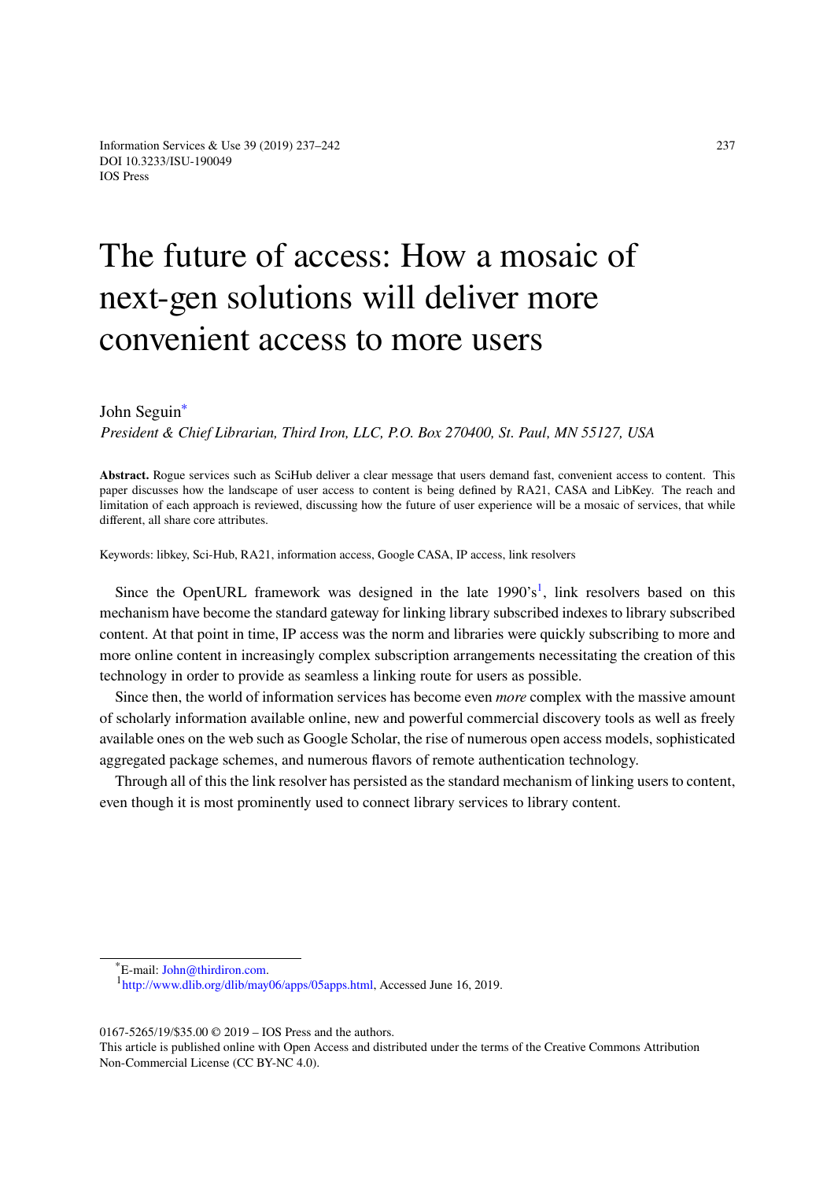# The future of access: How a mosaic of next-gen solutions will deliver more convenient access to more users

John Seguin[*]

*President & Chief Librarian, Third Iron, LLC, P.O. Box 270400, St. Paul, MN 55127, USA*

**Abstract.** Rogue services such as SciHub deliver a clear message that users demand fast, convenient access to content. This paper discusses how the landscape of user access to content is being defined by RA21, CASA and LibKey. The reach and limitation of each approach is reviewed, discussing how the future of user experience will be a mosaic of services, that while different, all share core attributes.

Keywords: libkey, Sci-Hub, RA21, information access, Google CASA, IP access, link resolvers

Since the OpenURL framework was designed in the late 1990's[1], link resolvers based on this mechanism have become the standard gateway for linking library subscribed indexes to library subscribed content. At that point in time, IP access was the norm and libraries were quickly subscribing to more and more online content in increasingly complex subscription arrangements necessitating the creation of this technology in order to provide as seamless a linking route for users as possible.

Since then, the world of information services has become even *more* complex with the massive amount of scholarly information available online, new and powerful commercial discovery tools as well as freely available ones on the web such as Google Scholar, the rise of numerous open access models, sophisticated aggregated package schemes, and numerous flavors of remote authentication technology.

Through all of this the link resolver has persisted as the standard mechanism of linking users to content, even though it is most prominently used to connect library services to library content.

[*]E-mail: John@thirdiron.com.

[1]http://www.dlib.org/dlib/may06/apps/05apps.html, Accessed June 16, 2019.

0167-5265/19/$35.00 © 2019 – IOS Press and the authors.
This article is published online with Open Access and distributed under the terms of the Creative Commons Attribution Non-Commercial License (CC BY-NC 4.0).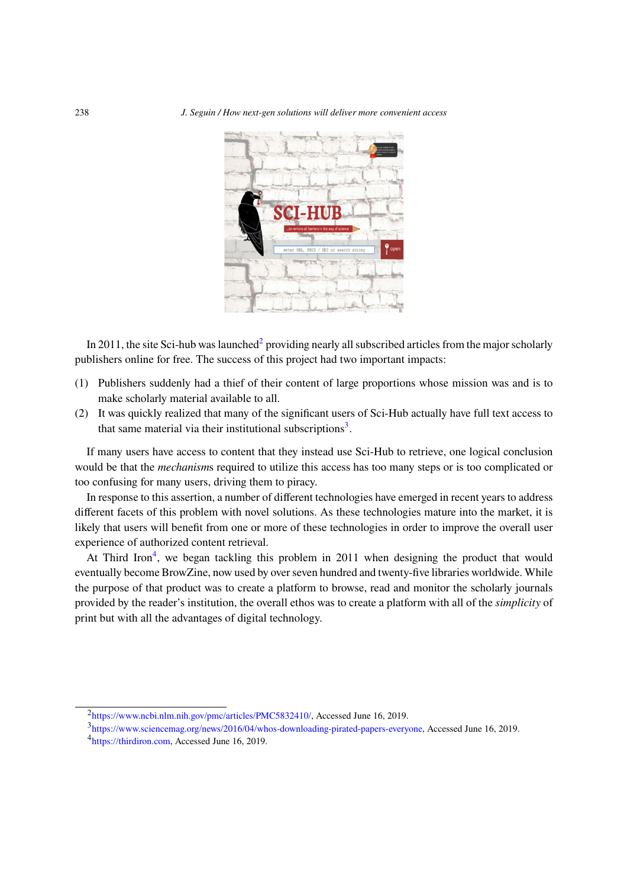In 2011, the site Sci-hub was launched[2] providing nearly all subscribed articles from the major scholarly publishers online for free. The success of this project had two important impacts:

(1) Publishers suddenly had a thief of their content of large proportions whose mission was and is to make scholarly material available to all.
(2) It was quickly realized that many of the significant users of Sci-Hub actually have full text access to that same material via their institutional subscriptions[3].

If many users have access to content that they instead use Sci-Hub to retrieve, one logical conclusion would be that the *mechanism*s required to utilize this access has too many steps or is too complicated or too confusing for many users, driving them to piracy.

In response to this assertion, a number of different technologies have emerged in recent years to address different facets of this problem with novel solutions. As these technologies mature into the market, it is likely that users will benefit from one or more of these technologies in order to improve the overall user experience of authorized content retrieval.

At Third Iron[4], we began tackling this problem in 2011 when designing the product that would eventually become BrowZine, now used by over seven hundred and twenty-five libraries worldwide. While the purpose of that product was to create a platform to browse, read and monitor the scholarly journals provided by the reader's institution, the overall ethos was to create a platform with all of the *simplicity* of print but with all the advantages of digital technology.

---

[2] https://www.ncbi.nlm.nih.gov/pmc/articles/PMC5832410/, Accessed June 16, 2019.

[3] https://www.sciencemag.org/news/2016/04/whos-downloading-pirated-papers-everyone, Accessed June 16, 2019.

[4] https://thirdiron.com, Accessed June 16, 2019.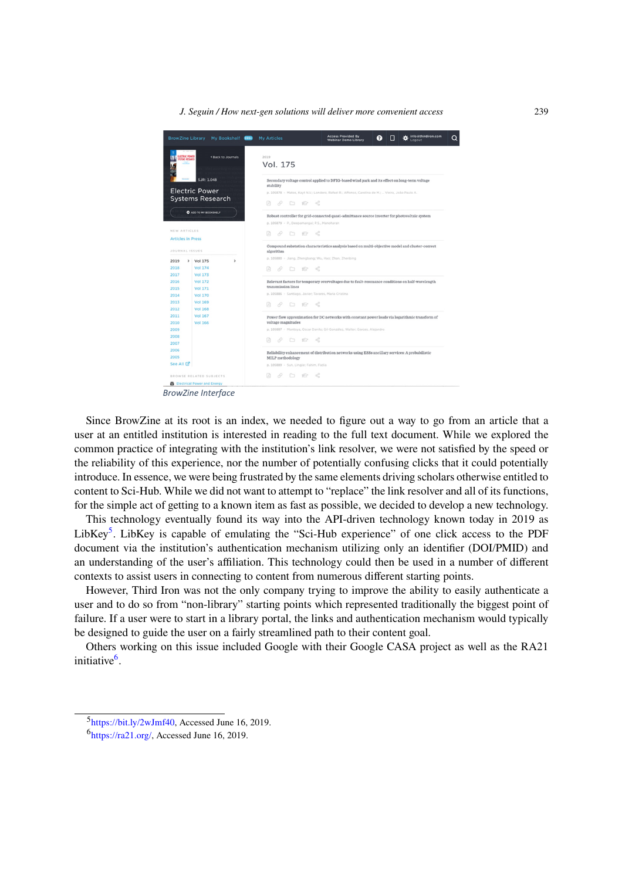*BrowZine Interface*

Since BrowZine at its root is an index, we needed to figure out a way to go from an article that a user at an entitled institution is interested in reading to the full text document. While we explored the common practice of integrating with the institution's link resolver, we were not satisfied by the speed or the reliability of this experience, nor the number of potentially confusing clicks that it could potentially introduce. In essence, we were being frustrated by the same elements driving scholars otherwise entitled to content to Sci-Hub. While we did not want to attempt to "replace" the link resolver and all of its functions, for the simple act of getting to a known item as fast as possible, we decided to develop a new technology.

This technology eventually found its way into the API-driven technology known today in 2019 as LibKey[5]. LibKey is capable of emulating the "Sci-Hub experience" of one click access to the PDF document via the institution's authentication mechanism utilizing only an identifier (DOI/PMID) and an understanding of the user's affiliation. This technology could then be used in a number of different contexts to assist users in connecting to content from numerous different starting points.

However, Third Iron was not the only company trying to improve the ability to easily authenticate a user and to do so from "non-library" starting points which represented traditionally the biggest point of failure. If a user were to start in a library portal, the links and authentication mechanism would typically be designed to guide the user on a fairly streamlined path to their content goal.

Others working on this issue included Google with their Google CASA project as well as the RA21 initiative[6].

---

[5] https://bit.ly/2wJmf40, Accessed June 16, 2019.

[6] https://ra21.org/, Accessed June 16, 2019.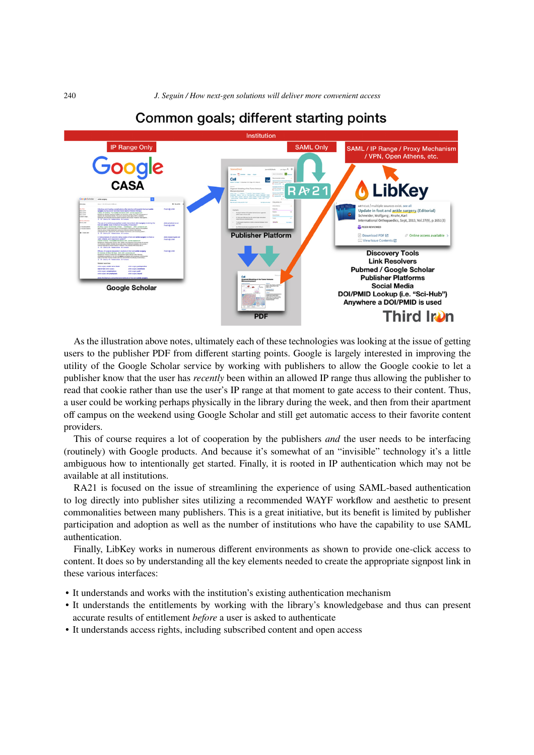Common goals; different starting points

As the illustration above notes, ultimately each of these technologies was looking at the issue of getting users to the publisher PDF from different starting points. Google is largely interested in improving the utility of the Google Scholar service by working with publishers to allow the Google cookie to let a publisher know that the user has *recently* been within an allowed IP range thus allowing the publisher to read that cookie rather than use the user's IP range at that moment to gate access to their content. Thus, a user could be working perhaps physically in the library during the week, and then from their apartment off campus on the weekend using Google Scholar and still get automatic access to their favorite content providers.

This of course requires a lot of cooperation by the publishers *and* the user needs to be interfacing (routinely) with Google products. And because it's somewhat of an "invisible" technology it's a little ambiguous how to intentionally get started. Finally, it is rooted in IP authentication which may not be available at all institutions.

RA21 is focused on the issue of streamlining the experience of using SAML-based authentication to log directly into publisher sites utilizing a recommended WAYF workflow and aesthetic to present commonalities between many publishers. This is a great initiative, but its benefit is limited by publisher participation and adoption as well as the number of institutions who have the capability to use SAML authentication.

Finally, LibKey works in numerous different environments as shown to provide one-click access to content. It does so by understanding all the key elements needed to create the appropriate signpost link in these various interfaces:

- It understands and works with the institution's existing authentication mechanism
- It understands the entitlements by working with the library's knowledgebase and thus can present accurate results of entitlement *before* a user is asked to authenticate
- It understands access rights, including subscribed content and open access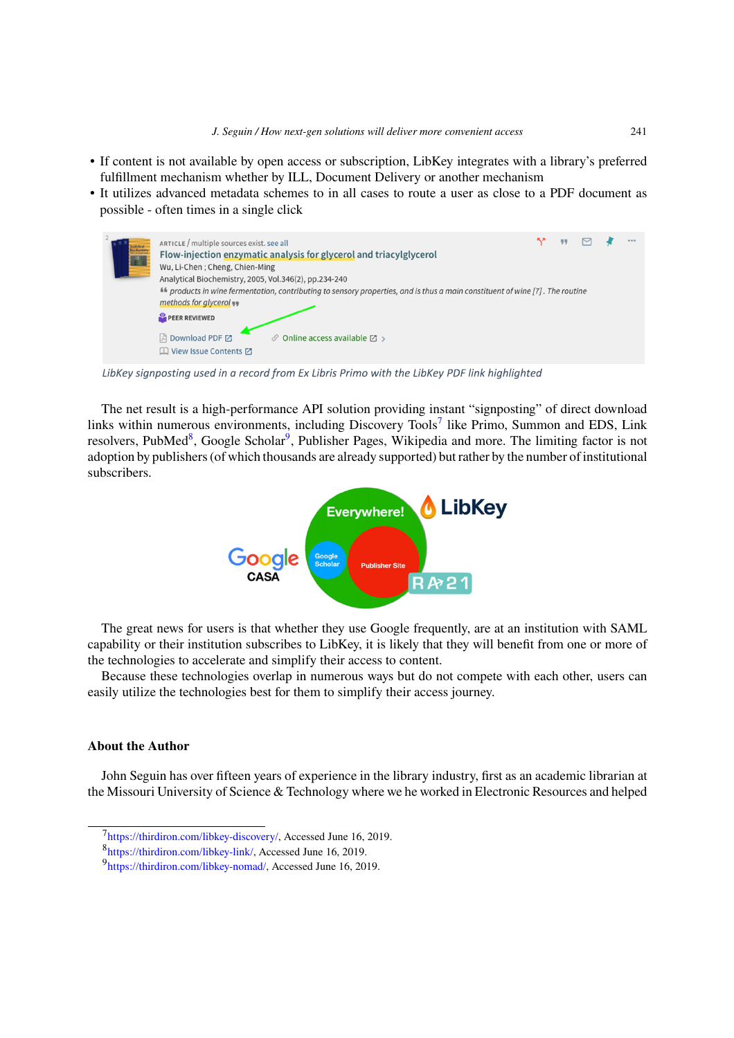- If content is not available by open access or subscription, LibKey integrates with a library's preferred fulfillment mechanism whether by ILL, Document Delivery or another mechanism
- It utilizes advanced metadata schemes to in all cases to route a user as close to a PDF document as possible - often times in a single click

*LibKey signposting used in a record from Ex Libris Primo with the LibKey PDF link highlighted*

The net result is a high-performance API solution providing instant "signposting" of direct download links within numerous environments, including Discovery Tools[7] like Primo, Summon and EDS, Link resolvers, PubMed[8], Google Scholar[9], Publisher Pages, Wikipedia and more. The limiting factor is not adoption by publishers (of which thousands are already supported) but rather by the number of institutional subscribers.

The great news for users is that whether they use Google frequently, are at an institution with SAML capability or their institution subscribes to LibKey, it is likely that they will benefit from one or more of the technologies to accelerate and simplify their access to content.

Because these technologies overlap in numerous ways but do not compete with each other, users can easily utilize the technologies best for them to simplify their access journey.

### About the Author

John Seguin has over fifteen years of experience in the library industry, first as an academic librarian at the Missouri University of Science & Technology where we he worked in Electronic Resources and helped

---

[7] https://thirdiron.com/libkey-discovery/, Accessed June 16, 2019.
[8] https://thirdiron.com/libkey-link/, Accessed June 16, 2019.
[9] https://thirdiron.com/libkey-nomad/, Accessed June 16, 2019.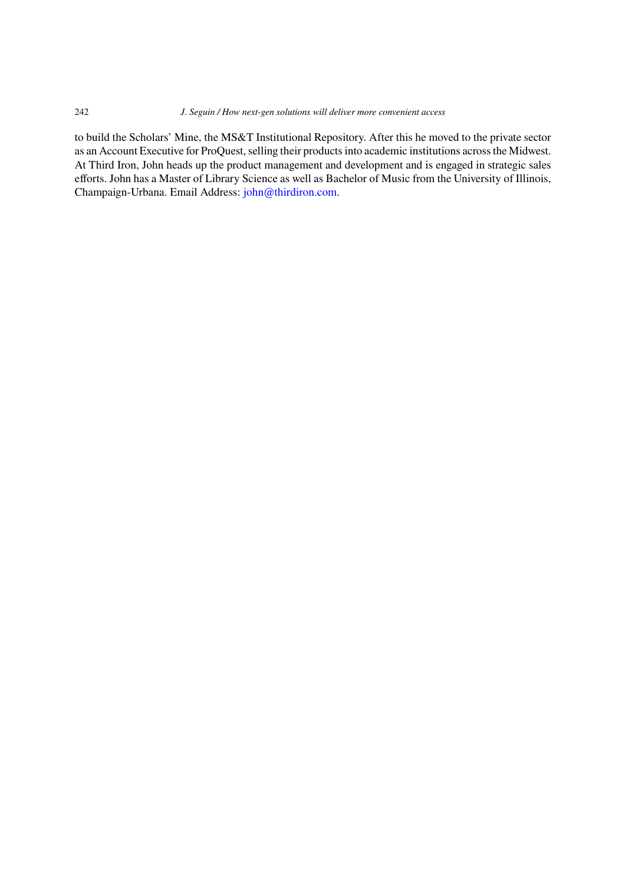to build the Scholars' Mine, the MS&T Institutional Repository. After this he moved to the private sector as an Account Executive for ProQuest, selling their products into academic institutions across the Midwest. At Third Iron, John heads up the product management and development and is engaged in strategic sales efforts. John has a Master of Library Science as well as Bachelor of Music from the University of Illinois, Champaign-Urbana. Email Address: john@thirdiron.com.